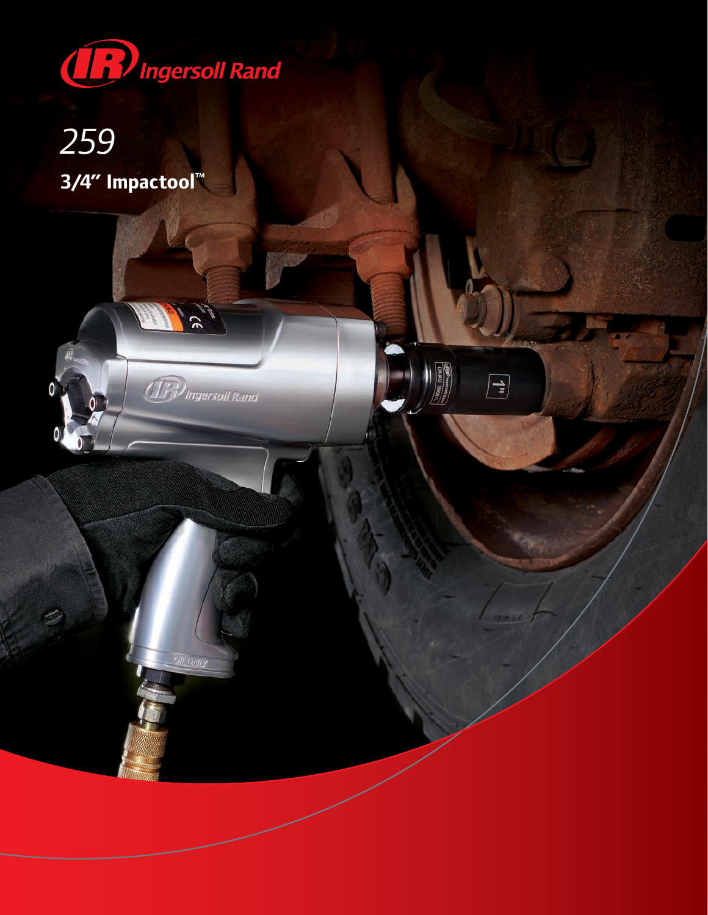Ingersoll Rand

# 259

## 3/4" Impactool™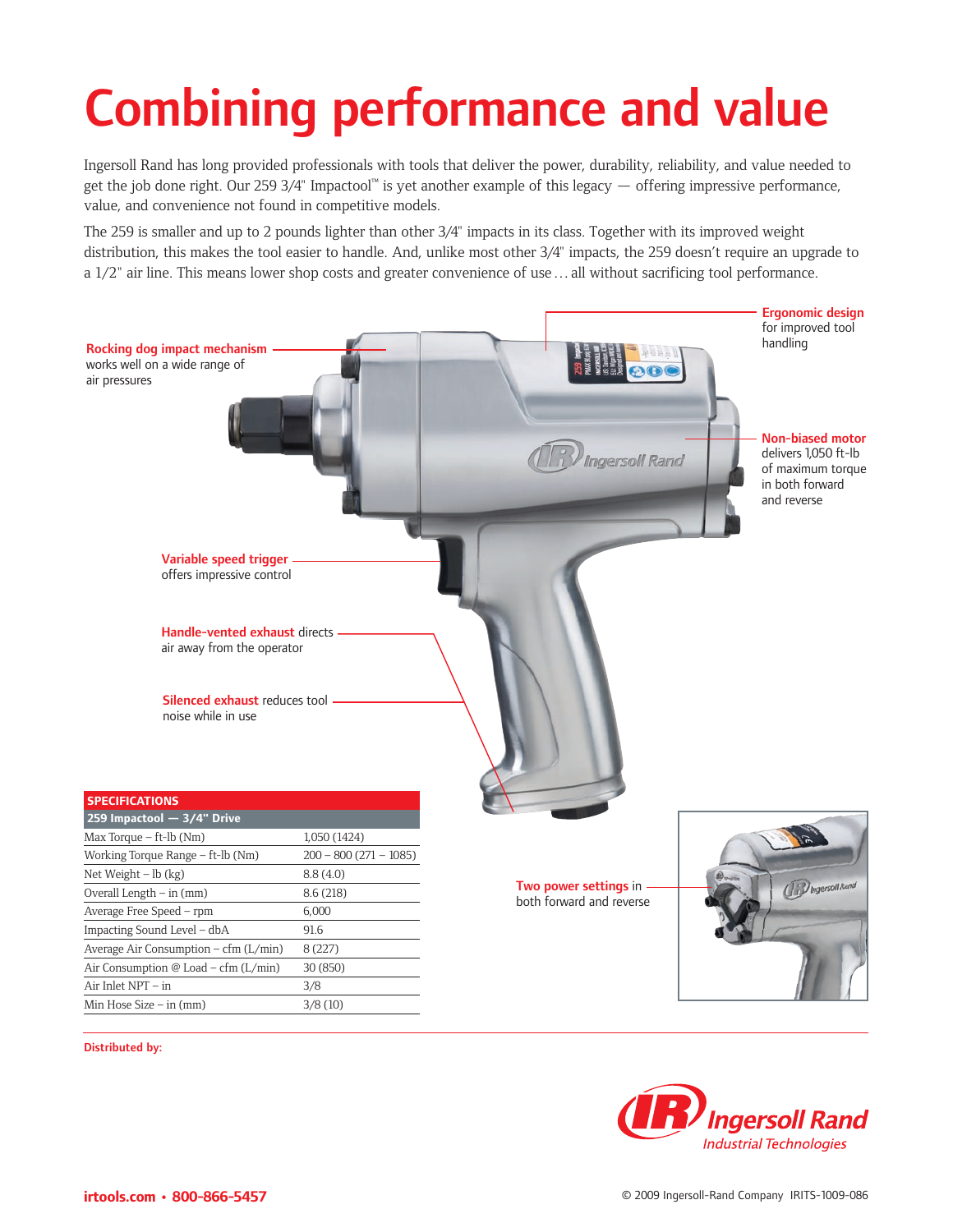# Combining performance and value

Ingersoll Rand has long provided professionals with tools that deliver the power, durability, reliability, and value needed to get the job done right. Our 259 3/4" Impactool™ is yet another example of this legacy — offering impressive performance, value, and convenience not found in competitive models.

The 259 is smaller and up to 2 pounds lighter than other 3/4" impacts in its class. Together with its improved weight distribution, this makes the tool easier to handle. And, unlike most other 3/4" impacts, the 259 doesn't require an upgrade to a 1/2" air line. This means lower shop costs and greater convenience of use … all without sacrificing tool performance.

**Rocking dog impact mechanism** works well on a wide range of air pressures

**Ergonomic design** for improved tool handling

**Non-biased motor** delivers 1,050 ft-lb of maximum torque in both forward and reverse

**Variable speed trigger** offers impressive control

**Handle-vented exhaust** directs air away from the operator

**Silenced exhaust** reduces tool noise while in use

**Two power settings** in both forward and reverse

| SPECIFICATIONS | |
|---|---|
| **259 Impactool — 3/4" Drive** | |
| Max Torque – ft-lb (Nm) | 1,050 (1424) |
| Working Torque Range – ft-lb (Nm) | 200 – 800 (271 – 1085) |
| Net Weight – lb (kg) | 8.8 (4.0) |
| Overall Length – in (mm) | 8.6 (218) |
| Average Free Speed – rpm | 6,000 |
| Impacting Sound Level – dbA | 91.6 |
| Average Air Consumption – cfm (L/min) | 8 (227) |
| Air Consumption @ Load – cfm (L/min) | 30 (850) |
| Air Inlet NPT – in | 3/8 |
| Min Hose Size – in (mm) | 3/8 (10) |

**Distributed by:**

Ingersoll Rand
Industrial Technologies

**irtools.com • 800-866-5457**

© 2009 Ingersoll-Rand Company IRITS-1009-086